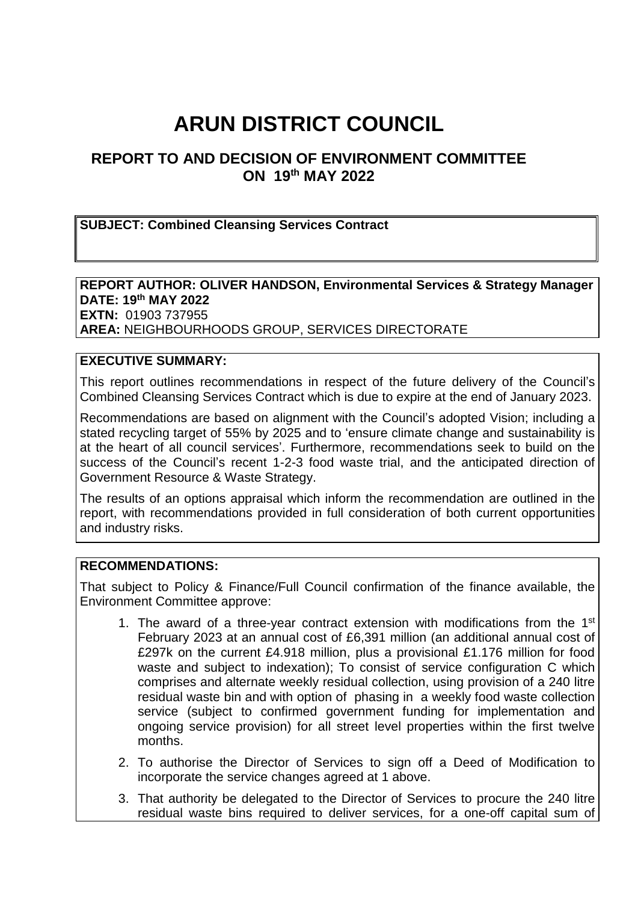# ARUN DISTRICT COUNCIL

## REPORT TO AND DECISION OF ENVIRONMENT COMMITTEE ON 19th MAY 2022

**SUBJECT: Combined Cleansing Services Contract**

**REPORT AUTHOR: OLIVER HANDSON, Environmental Services & Strategy Manager**
**DATE: 19th MAY 2022**
**EXTN:** 01903 737955
**AREA:** NEIGHBOURHOODS GROUP, SERVICES DIRECTORATE

**EXECUTIVE SUMMARY:**

This report outlines recommendations in respect of the future delivery of the Council's Combined Cleansing Services Contract which is due to expire at the end of January 2023.

Recommendations are based on alignment with the Council's adopted Vision; including a stated recycling target of 55% by 2025 and to 'ensure climate change and sustainability is at the heart of all council services'. Furthermore, recommendations seek to build on the success of the Council's recent 1-2-3 food waste trial, and the anticipated direction of Government Resource & Waste Strategy.

The results of an options appraisal which inform the recommendation are outlined in the report, with recommendations provided in full consideration of both current opportunities and industry risks.

**RECOMMENDATIONS:**

That subject to Policy & Finance/Full Council confirmation of the finance available, the Environment Committee approve:

1. The award of a three-year contract extension with modifications from the 1st February 2023 at an annual cost of £6,391 million (an additional annual cost of £297k on the current £4.918 million, plus a provisional £1.176 million for food waste and subject to indexation); To consist of service configuration C which comprises and alternate weekly residual collection, using provision of a 240 litre residual waste bin and with option of phasing in a weekly food waste collection service (subject to confirmed government funding for implementation and ongoing service provision) for all street level properties within the first twelve months.
2. To authorise the Director of Services to sign off a Deed of Modification to incorporate the service changes agreed at 1 above.
3. That authority be delegated to the Director of Services to procure the 240 litre residual waste bins required to deliver services, for a one-off capital sum of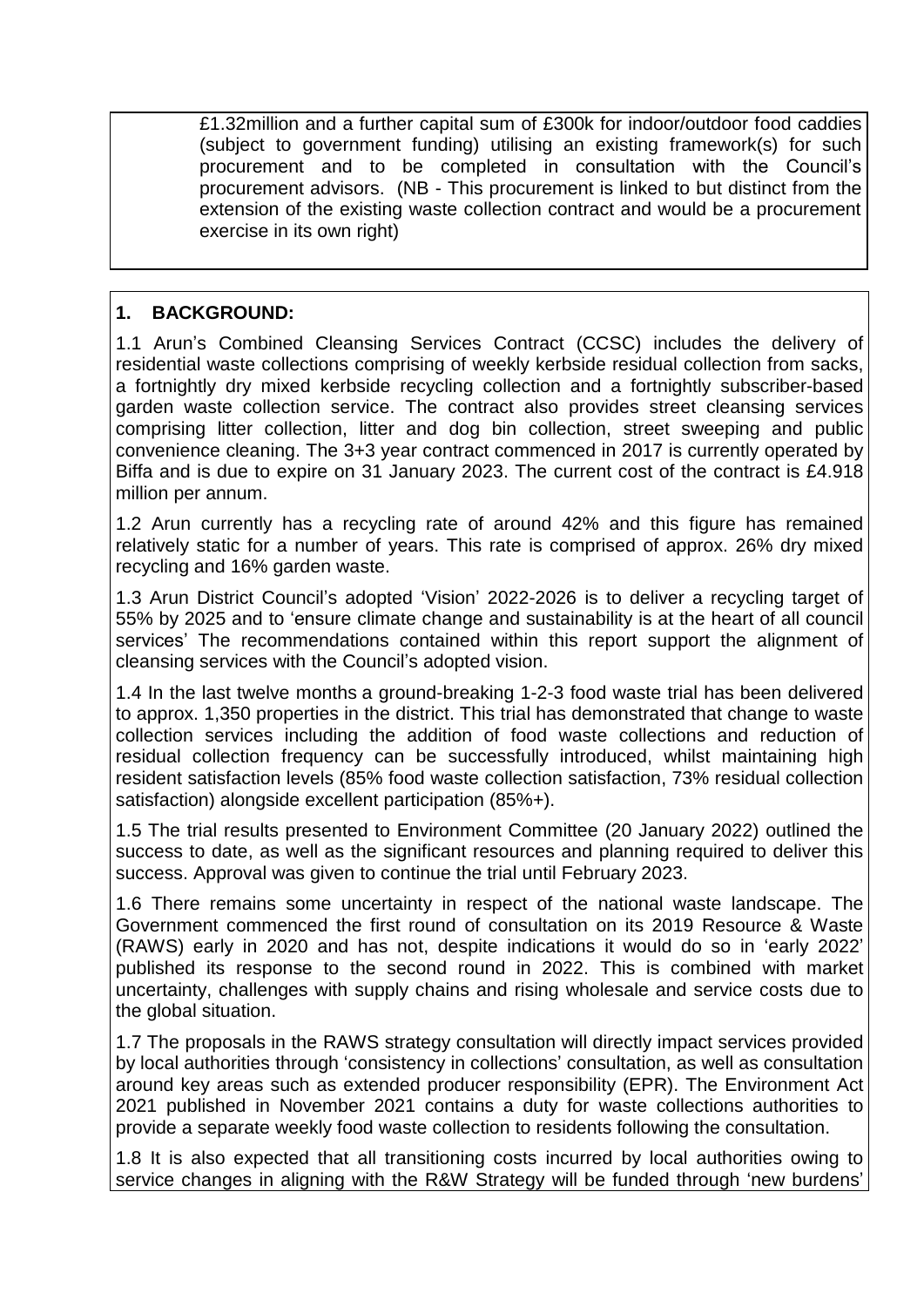£1.32million and a further capital sum of £300k for indoor/outdoor food caddies (subject to government funding) utilising an existing framework(s) for such procurement and to be completed in consultation with the Council's procurement advisors. (NB - This procurement is linked to but distinct from the extension of the existing waste collection contract and would be a procurement exercise in its own right)

## 1. BACKGROUND:

1.1 Arun's Combined Cleansing Services Contract (CCSC) includes the delivery of residential waste collections comprising of weekly kerbside residual collection from sacks, a fortnightly dry mixed kerbside recycling collection and a fortnightly subscriber-based garden waste collection service. The contract also provides street cleansing services comprising litter collection, litter and dog bin collection, street sweeping and public convenience cleaning. The 3+3 year contract commenced in 2017 is currently operated by Biffa and is due to expire on 31 January 2023. The current cost of the contract is £4.918 million per annum.

1.2 Arun currently has a recycling rate of around 42% and this figure has remained relatively static for a number of years. This rate is comprised of approx. 26% dry mixed recycling and 16% garden waste.

1.3 Arun District Council's adopted 'Vision' 2022-2026 is to deliver a recycling target of 55% by 2025 and to 'ensure climate change and sustainability is at the heart of all council services' The recommendations contained within this report support the alignment of cleansing services with the Council's adopted vision.

1.4 In the last twelve months a ground-breaking 1-2-3 food waste trial has been delivered to approx. 1,350 properties in the district. This trial has demonstrated that change to waste collection services including the addition of food waste collections and reduction of residual collection frequency can be successfully introduced, whilst maintaining high resident satisfaction levels (85% food waste collection satisfaction, 73% residual collection satisfaction) alongside excellent participation (85%+).

1.5 The trial results presented to Environment Committee (20 January 2022) outlined the success to date, as well as the significant resources and planning required to deliver this success. Approval was given to continue the trial until February 2023.

1.6 There remains some uncertainty in respect of the national waste landscape. The Government commenced the first round of consultation on its 2019 Resource & Waste (RAWS) early in 2020 and has not, despite indications it would do so in 'early 2022' published its response to the second round in 2022. This is combined with market uncertainty, challenges with supply chains and rising wholesale and service costs due to the global situation.

1.7 The proposals in the RAWS strategy consultation will directly impact services provided by local authorities through 'consistency in collections' consultation, as well as consultation around key areas such as extended producer responsibility (EPR). The Environment Act 2021 published in November 2021 contains a duty for waste collections authorities to provide a separate weekly food waste collection to residents following the consultation.

1.8 It is also expected that all transitioning costs incurred by local authorities owing to service changes in aligning with the R&W Strategy will be funded through 'new burdens'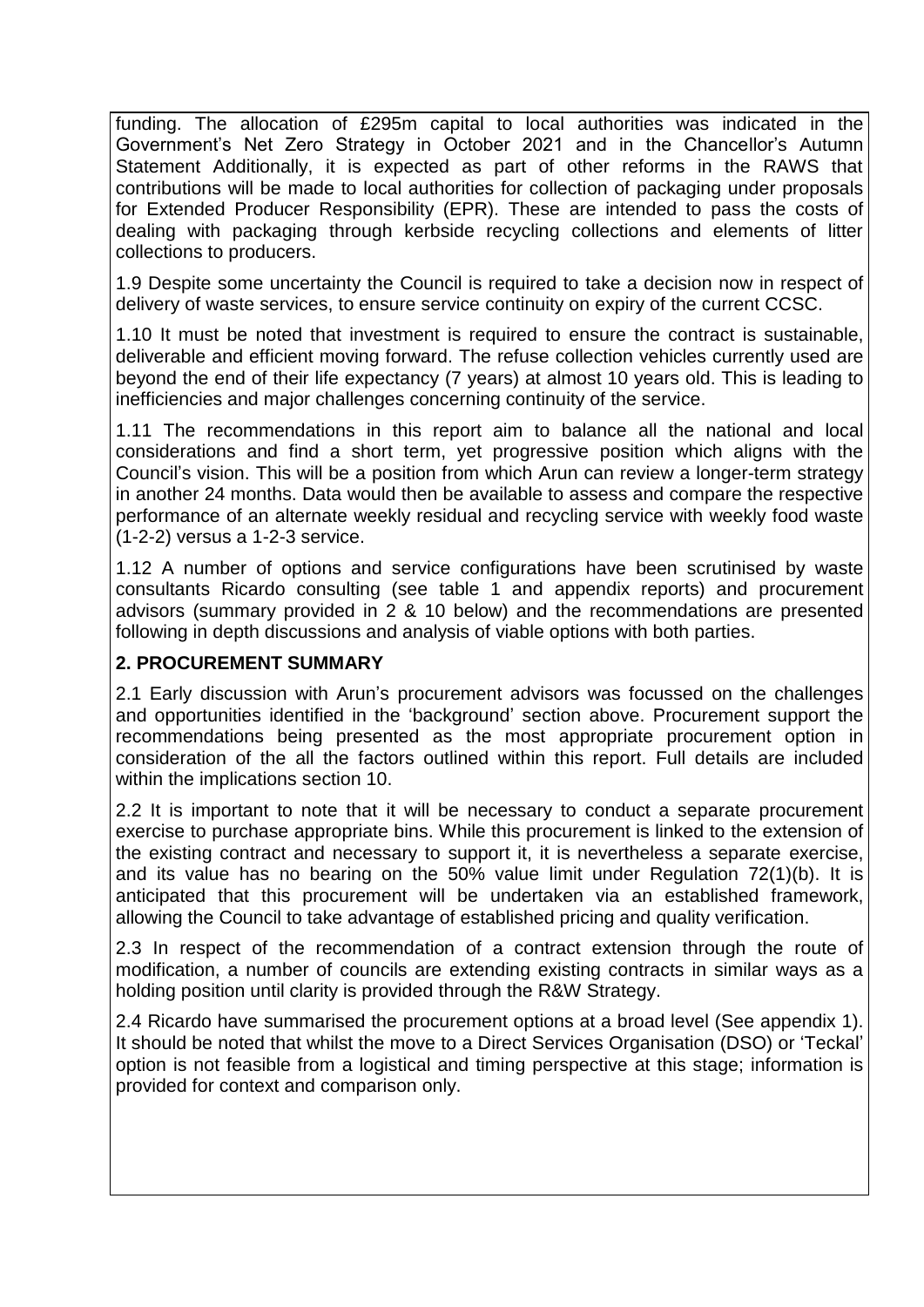funding. The allocation of £295m capital to local authorities was indicated in the Government's Net Zero Strategy in October 2021 and in the Chancellor's Autumn Statement Additionally, it is expected as part of other reforms in the RAWS that contributions will be made to local authorities for collection of packaging under proposals for Extended Producer Responsibility (EPR). These are intended to pass the costs of dealing with packaging through kerbside recycling collections and elements of litter collections to producers.

1.9 Despite some uncertainty the Council is required to take a decision now in respect of delivery of waste services, to ensure service continuity on expiry of the current CCSC.

1.10 It must be noted that investment is required to ensure the contract is sustainable, deliverable and efficient moving forward. The refuse collection vehicles currently used are beyond the end of their life expectancy (7 years) at almost 10 years old. This is leading to inefficiencies and major challenges concerning continuity of the service.

1.11 The recommendations in this report aim to balance all the national and local considerations and find a short term, yet progressive position which aligns with the Council's vision. This will be a position from which Arun can review a longer-term strategy in another 24 months. Data would then be available to assess and compare the respective performance of an alternate weekly residual and recycling service with weekly food waste (1-2-2) versus a 1-2-3 service.

1.12 A number of options and service configurations have been scrutinised by waste consultants Ricardo consulting (see table 1 and appendix reports) and procurement advisors (summary provided in 2 & 10 below) and the recommendations are presented following in depth discussions and analysis of viable options with both parties.

## 2. PROCUREMENT SUMMARY

2.1 Early discussion with Arun's procurement advisors was focussed on the challenges and opportunities identified in the 'background' section above. Procurement support the recommendations being presented as the most appropriate procurement option in consideration of the all the factors outlined within this report. Full details are included within the implications section 10.

2.2 It is important to note that it will be necessary to conduct a separate procurement exercise to purchase appropriate bins. While this procurement is linked to the extension of the existing contract and necessary to support it, it is nevertheless a separate exercise, and its value has no bearing on the 50% value limit under Regulation 72(1)(b). It is anticipated that this procurement will be undertaken via an established framework, allowing the Council to take advantage of established pricing and quality verification.

2.3 In respect of the recommendation of a contract extension through the route of modification, a number of councils are extending existing contracts in similar ways as a holding position until clarity is provided through the R&W Strategy.

2.4 Ricardo have summarised the procurement options at a broad level (See appendix 1). It should be noted that whilst the move to a Direct Services Organisation (DSO) or 'Teckal' option is not feasible from a logistical and timing perspective at this stage; information is provided for context and comparison only.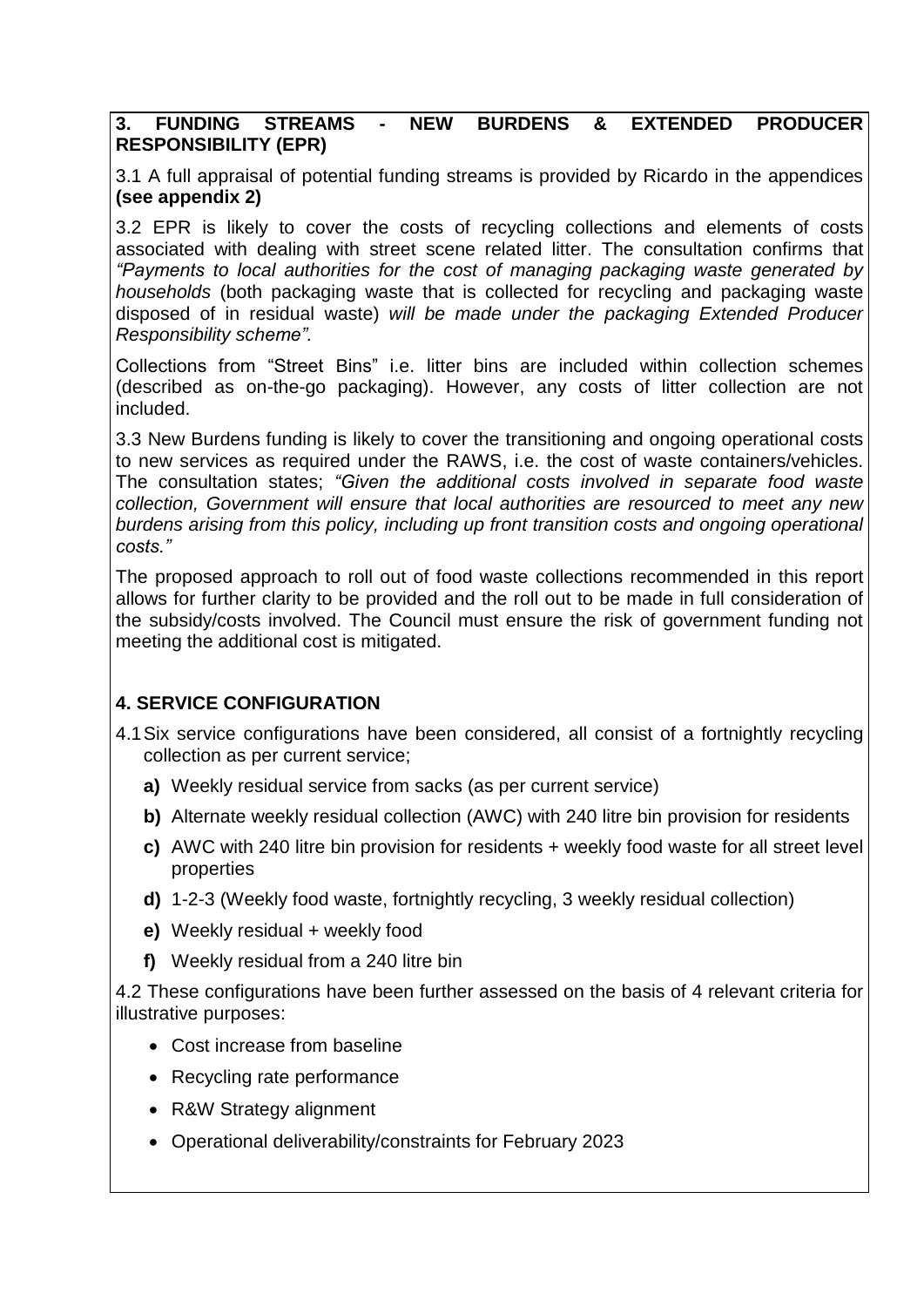## 3. FUNDING STREAMS - NEW BURDENS & EXTENDED PRODUCER RESPONSIBILITY (EPR)

3.1 A full appraisal of potential funding streams is provided by Ricardo in the appendices **(see appendix 2)**

3.2 EPR is likely to cover the costs of recycling collections and elements of costs associated with dealing with street scene related litter. The consultation confirms that *"Payments to local authorities for the cost of managing packaging waste generated by households* (both packaging waste that is collected for recycling and packaging waste disposed of in residual waste) *will be made under the packaging Extended Producer Responsibility scheme".*

Collections from "Street Bins" i.e. litter bins are included within collection schemes (described as on-the-go packaging). However, any costs of litter collection are not included.

3.3 New Burdens funding is likely to cover the transitioning and ongoing operational costs to new services as required under the RAWS, i.e. the cost of waste containers/vehicles. The consultation states; *"Given the additional costs involved in separate food waste collection, Government will ensure that local authorities are resourced to meet any new burdens arising from this policy, including up front transition costs and ongoing operational costs."*

The proposed approach to roll out of food waste collections recommended in this report allows for further clarity to be provided and the roll out to be made in full consideration of the subsidy/costs involved. The Council must ensure the risk of government funding not meeting the additional cost is mitigated.

## 4. SERVICE CONFIGURATION

4.1 Six service configurations have been considered, all consist of a fortnightly recycling collection as per current service;

- **a)** Weekly residual service from sacks (as per current service)
- **b)** Alternate weekly residual collection (AWC) with 240 litre bin provision for residents
- **c)** AWC with 240 litre bin provision for residents + weekly food waste for all street level properties
- **d)** 1-2-3 (Weekly food waste, fortnightly recycling, 3 weekly residual collection)
- **e)** Weekly residual + weekly food
- **f)** Weekly residual from a 240 litre bin

4.2 These configurations have been further assessed on the basis of 4 relevant criteria for illustrative purposes:

- Cost increase from baseline
- Recycling rate performance
- R&W Strategy alignment
- Operational deliverability/constraints for February 2023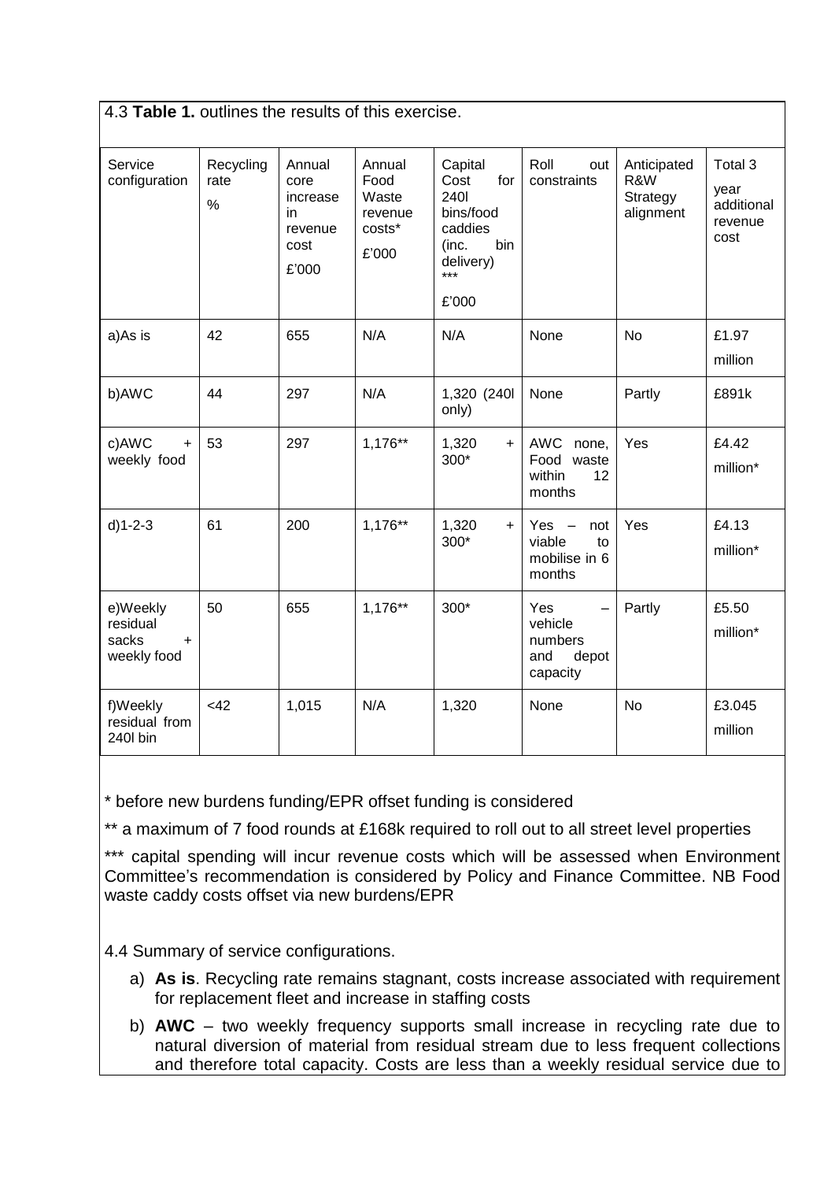4.3 **Table 1.** outlines the results of this exercise.

| Service configuration | Recycling rate % | Annual core increase in revenue cost £'000 | Annual Food Waste revenue costs* £'000 | Capital Cost for 240l bins/food caddies (inc. bin delivery) *** £'000 | Roll out constraints | Anticipated R&W Strategy alignment | Total 3 year additional revenue cost |
|---|---|---|---|---|---|---|---|
| a)As is | 42 | 655 | N/A | N/A | None | No | £1.97 million |
| b)AWC | 44 | 297 | N/A | 1,320 (240l only) | None | Partly | £891k |
| c)AWC + weekly food | 53 | 297 | 1,176** | 1,320 + 300* | AWC none, Food waste within 12 months | Yes | £4.42 million* |
| d)1-2-3 | 61 | 200 | 1,176** | 1,320 + 300* | Yes – not viable to mobilise in 6 months | Yes | £4.13 million* |
| e)Weekly residual sacks + weekly food | 50 | 655 | 1,176** | 300* | Yes – vehicle numbers and depot capacity | Partly | £5.50 million* |
| f)Weekly residual from 240l bin | <42 | 1,015 | N/A | 1,320 | None | No | £3.045 million |

* before new burdens funding/EPR offset funding is considered

** a maximum of 7 food rounds at £168k required to roll out to all street level properties

*** capital spending will incur revenue costs which will be assessed when Environment Committee's recommendation is considered by Policy and Finance Committee. NB Food waste caddy costs offset via new burdens/EPR

4.4 Summary of service configurations.

a) **As is**. Recycling rate remains stagnant, costs increase associated with requirement for replacement fleet and increase in staffing costs

b) **AWC** – two weekly frequency supports small increase in recycling rate due to natural diversion of material from residual stream due to less frequent collections and therefore total capacity. Costs are less than a weekly residual service due to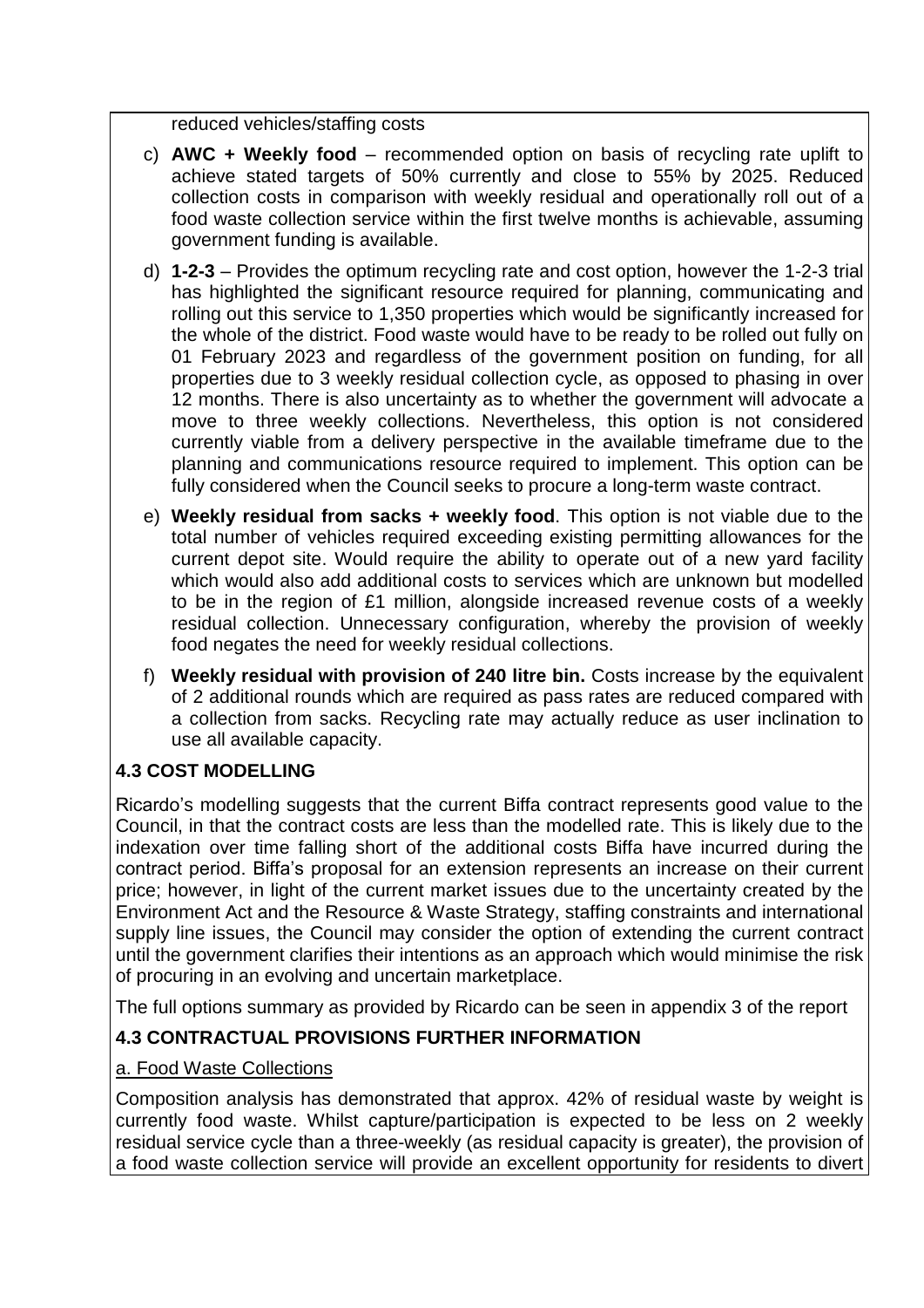reduced vehicles/staffing costs

c) **AWC + Weekly food** – recommended option on basis of recycling rate uplift to achieve stated targets of 50% currently and close to 55% by 2025. Reduced collection costs in comparison with weekly residual and operationally roll out of a food waste collection service within the first twelve months is achievable, assuming government funding is available.

d) **1-2-3** – Provides the optimum recycling rate and cost option, however the 1-2-3 trial has highlighted the significant resource required for planning, communicating and rolling out this service to 1,350 properties which would be significantly increased for the whole of the district. Food waste would have to be ready to be rolled out fully on 01 February 2023 and regardless of the government position on funding, for all properties due to 3 weekly residual collection cycle, as opposed to phasing in over 12 months. There is also uncertainty as to whether the government will advocate a move to three weekly collections. Nevertheless, this option is not considered currently viable from a delivery perspective in the available timeframe due to the planning and communications resource required to implement. This option can be fully considered when the Council seeks to procure a long-term waste contract.

e) **Weekly residual from sacks + weekly food**. This option is not viable due to the total number of vehicles required exceeding existing permitting allowances for the current depot site. Would require the ability to operate out of a new yard facility which would also add additional costs to services which are unknown but modelled to be in the region of £1 million, alongside increased revenue costs of a weekly residual collection. Unnecessary configuration, whereby the provision of weekly food negates the need for weekly residual collections.

f) **Weekly residual with provision of 240 litre bin.** Costs increase by the equivalent of 2 additional rounds which are required as pass rates are reduced compared with a collection from sacks. Recycling rate may actually reduce as user inclination to use all available capacity.

## 4.3 COST MODELLING

Ricardo's modelling suggests that the current Biffa contract represents good value to the Council, in that the contract costs are less than the modelled rate. This is likely due to the indexation over time falling short of the additional costs Biffa have incurred during the contract period. Biffa's proposal for an extension represents an increase on their current price; however, in light of the current market issues due to the uncertainty created by the Environment Act and the Resource & Waste Strategy, staffing constraints and international supply line issues, the Council may consider the option of extending the current contract until the government clarifies their intentions as an approach which would minimise the risk of procuring in an evolving and uncertain marketplace.

The full options summary as provided by Ricardo can be seen in appendix 3 of the report

## 4.3 CONTRACTUAL PROVISIONS FURTHER INFORMATION

a. Food Waste Collections

Composition analysis has demonstrated that approx. 42% of residual waste by weight is currently food waste. Whilst capture/participation is expected to be less on 2 weekly residual service cycle than a three-weekly (as residual capacity is greater), the provision of a food waste collection service will provide an excellent opportunity for residents to divert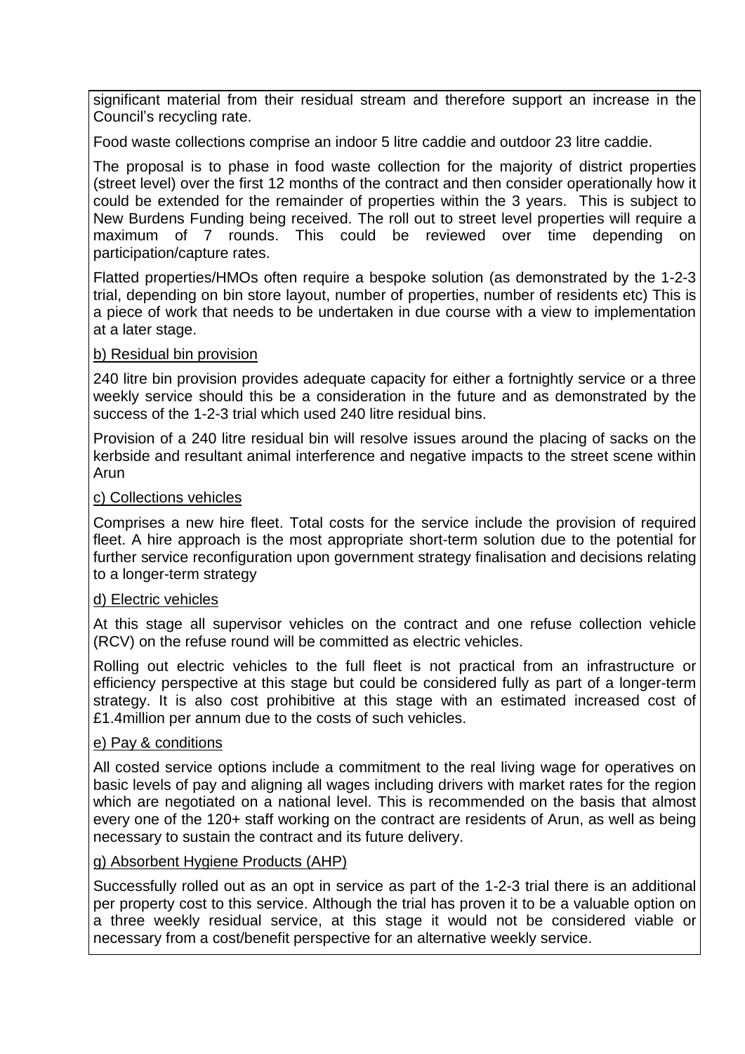significant material from their residual stream and therefore support an increase in the Council's recycling rate.

Food waste collections comprise an indoor 5 litre caddie and outdoor 23 litre caddie.

The proposal is to phase in food waste collection for the majority of district properties (street level) over the first 12 months of the contract and then consider operationally how it could be extended for the remainder of properties within the 3 years. This is subject to New Burdens Funding being received. The roll out to street level properties will require a maximum of 7 rounds. This could be reviewed over time depending on participation/capture rates.

Flatted properties/HMOs often require a bespoke solution (as demonstrated by the 1-2-3 trial, depending on bin store layout, number of properties, number of residents etc) This is a piece of work that needs to be undertaken in due course with a view to implementation at a later stage.

<u>b) Residual bin provision</u>

240 litre bin provision provides adequate capacity for either a fortnightly service or a three weekly service should this be a consideration in the future and as demonstrated by the success of the 1-2-3 trial which used 240 litre residual bins.

Provision of a 240 litre residual bin will resolve issues around the placing of sacks on the kerbside and resultant animal interference and negative impacts to the street scene within Arun

<u>c) Collections vehicles</u>

Comprises a new hire fleet. Total costs for the service include the provision of required fleet. A hire approach is the most appropriate short-term solution due to the potential for further service reconfiguration upon government strategy finalisation and decisions relating to a longer-term strategy

<u>d) Electric vehicles</u>

At this stage all supervisor vehicles on the contract and one refuse collection vehicle (RCV) on the refuse round will be committed as electric vehicles.

Rolling out electric vehicles to the full fleet is not practical from an infrastructure or efficiency perspective at this stage but could be considered fully as part of a longer-term strategy. It is also cost prohibitive at this stage with an estimated increased cost of £1.4million per annum due to the costs of such vehicles.

<u>e) Pay & conditions</u>

All costed service options include a commitment to the real living wage for operatives on basic levels of pay and aligning all wages including drivers with market rates for the region which are negotiated on a national level. This is recommended on the basis that almost every one of the 120+ staff working on the contract are residents of Arun, as well as being necessary to sustain the contract and its future delivery.

<u>g) Absorbent Hygiene Products (AHP)</u>

Successfully rolled out as an opt in service as part of the 1-2-3 trial there is an additional per property cost to this service. Although the trial has proven it to be a valuable option on a three weekly residual service, at this stage it would not be considered viable or necessary from a cost/benefit perspective for an alternative weekly service.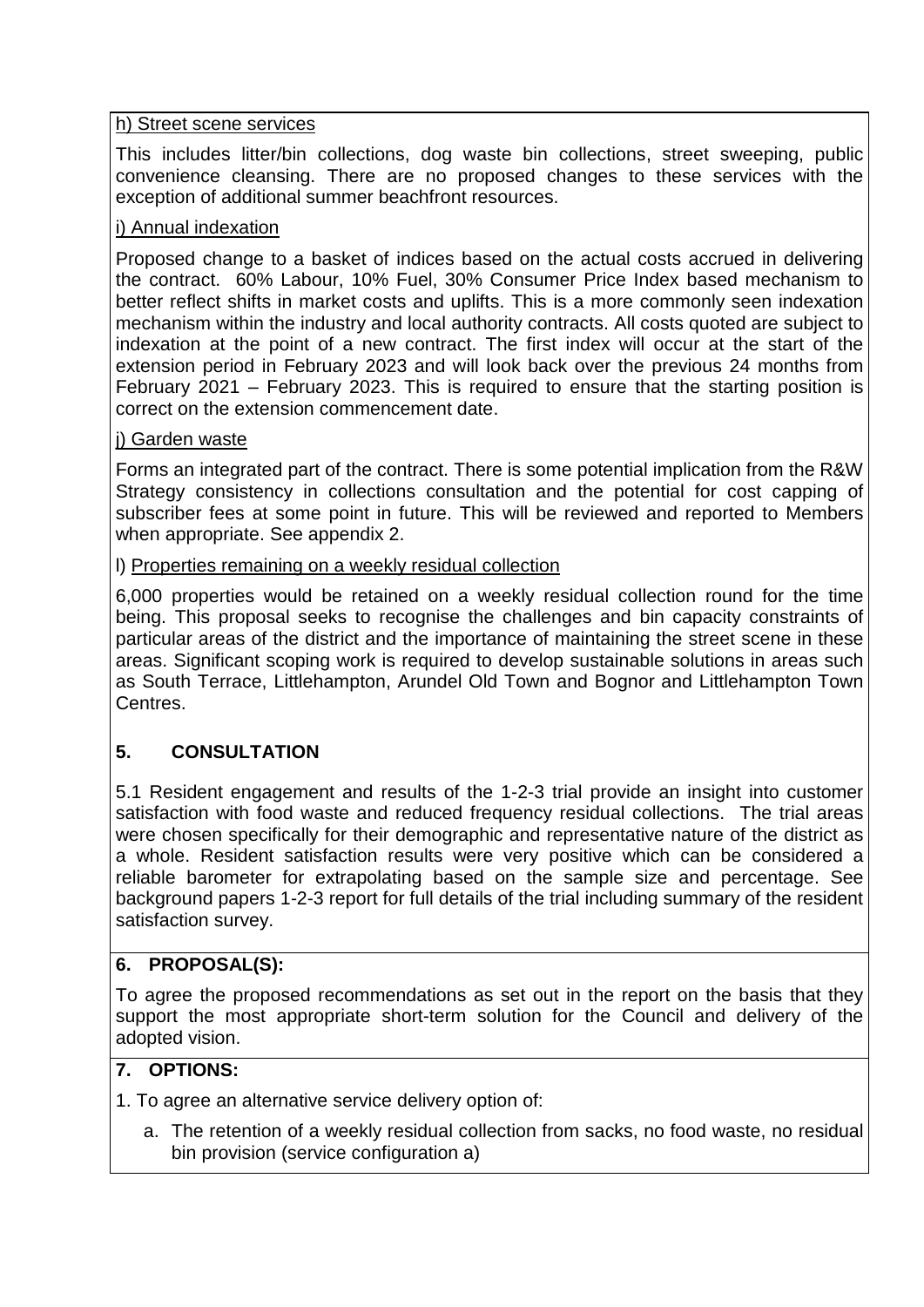h) Street scene services

This includes litter/bin collections, dog waste bin collections, street sweeping, public convenience cleansing. There are no proposed changes to these services with the exception of additional summer beachfront resources.

i) Annual indexation

Proposed change to a basket of indices based on the actual costs accrued in delivering the contract. 60% Labour, 10% Fuel, 30% Consumer Price Index based mechanism to better reflect shifts in market costs and uplifts. This is a more commonly seen indexation mechanism within the industry and local authority contracts. All costs quoted are subject to indexation at the point of a new contract. The first index will occur at the start of the extension period in February 2023 and will look back over the previous 24 months from February 2021 – February 2023. This is required to ensure that the starting position is correct on the extension commencement date.

j) Garden waste

Forms an integrated part of the contract. There is some potential implication from the R&W Strategy consistency in collections consultation and the potential for cost capping of subscriber fees at some point in future. This will be reviewed and reported to Members when appropriate. See appendix 2.

l) Properties remaining on a weekly residual collection

6,000 properties would be retained on a weekly residual collection round for the time being. This proposal seeks to recognise the challenges and bin capacity constraints of particular areas of the district and the importance of maintaining the street scene in these areas. Significant scoping work is required to develop sustainable solutions in areas such as South Terrace, Littlehampton, Arundel Old Town and Bognor and Littlehampton Town Centres.

## 5. CONSULTATION

5.1 Resident engagement and results of the 1-2-3 trial provide an insight into customer satisfaction with food waste and reduced frequency residual collections. The trial areas were chosen specifically for their demographic and representative nature of the district as a whole. Resident satisfaction results were very positive which can be considered a reliable barometer for extrapolating based on the sample size and percentage. See background papers 1-2-3 report for full details of the trial including summary of the resident satisfaction survey.

## 6. PROPOSAL(S):

To agree the proposed recommendations as set out in the report on the basis that they support the most appropriate short-term solution for the Council and delivery of the adopted vision.

## 7. OPTIONS:

1. To agree an alternative service delivery option of:

   a. The retention of a weekly residual collection from sacks, no food waste, no residual bin provision (service configuration a)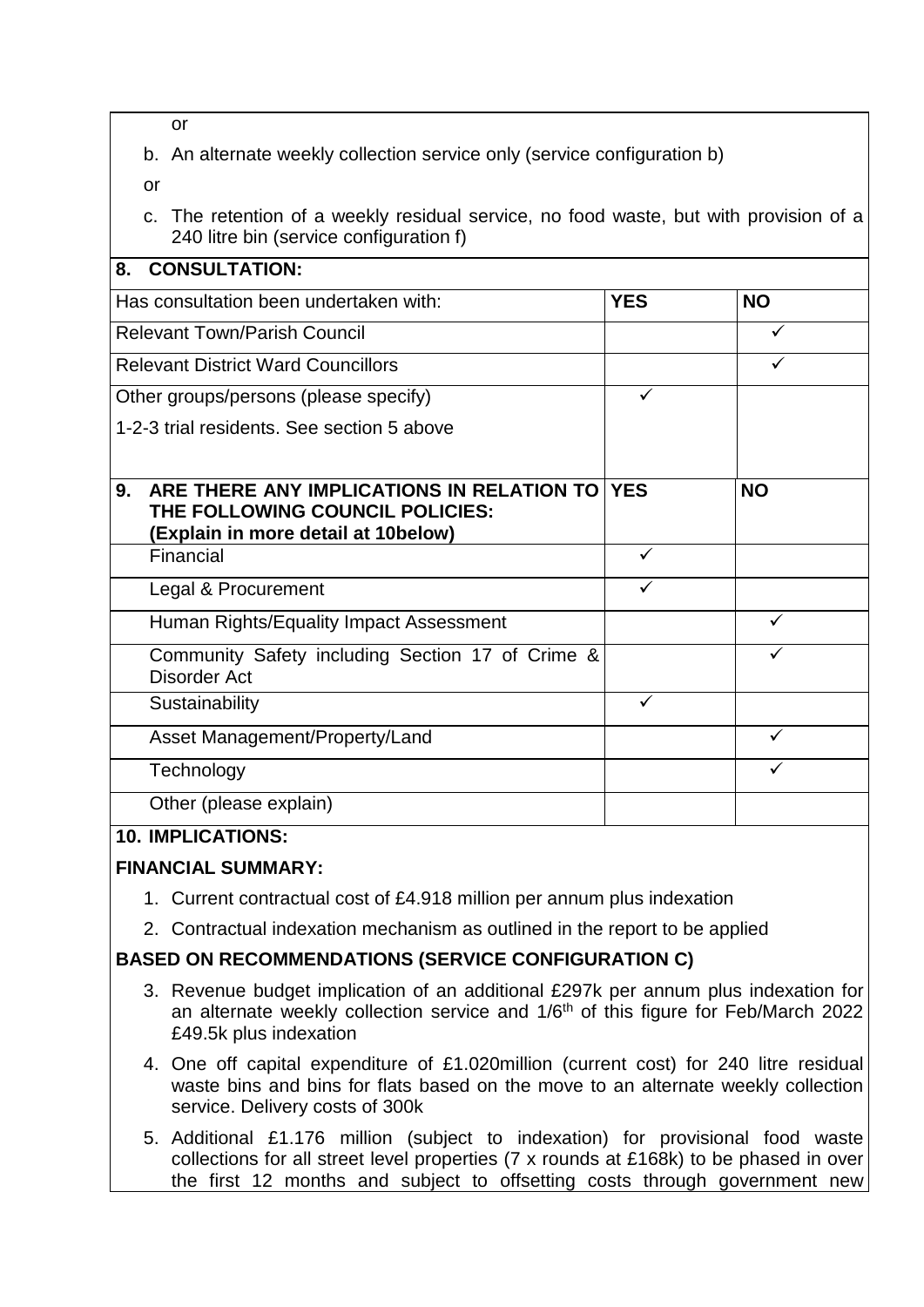or

b. An alternate weekly collection service only (service configuration b)

or

c. The retention of a weekly residual service, no food waste, but with provision of a 240 litre bin (service configuration f)

**8. CONSULTATION:**

| Has consultation been undertaken with: | YES | NO |
|---|---|---|
| Relevant Town/Parish Council | | ✓ |
| Relevant District Ward Councillors | | ✓ |
| Other groups/persons (please specify)<br>1-2-3 trial residents. See section 5 above | ✓ | |

| 9. ARE THERE ANY IMPLICATIONS IN RELATION TO THE FOLLOWING COUNCIL POLICIES: (Explain in more detail at 10below) | YES | NO |
|---|---|---|
| Financial | ✓ | |
| Legal & Procurement | ✓ | |
| Human Rights/Equality Impact Assessment | | ✓ |
| Community Safety including Section 17 of Crime & Disorder Act | | ✓ |
| Sustainability | ✓ | |
| Asset Management/Property/Land | | ✓ |
| Technology | | ✓ |
| Other (please explain) | | |

**10. IMPLICATIONS:**

**FINANCIAL SUMMARY:**

1. Current contractual cost of £4.918 million per annum plus indexation
2. Contractual indexation mechanism as outlined in the report to be applied

**BASED ON RECOMMENDATIONS (SERVICE CONFIGURATION C)**

3. Revenue budget implication of an additional £297k per annum plus indexation for an alternate weekly collection service and 1/6th of this figure for Feb/March 2022 £49.5k plus indexation
4. One off capital expenditure of £1.020million (current cost) for 240 litre residual waste bins and bins for flats based on the move to an alternate weekly collection service. Delivery costs of 300k
5. Additional £1.176 million (subject to indexation) for provisional food waste collections for all street level properties (7 x rounds at £168k) to be phased in over the first 12 months and subject to offsetting costs through government new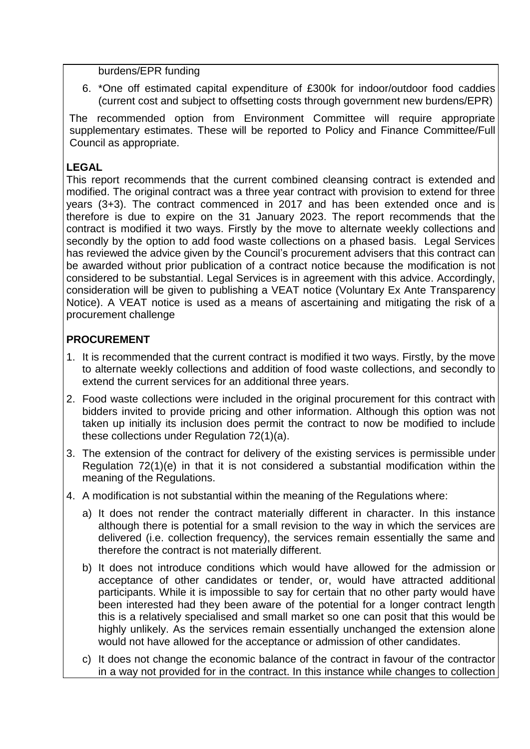burdens/EPR funding

6. *One off estimated capital expenditure of £300k for indoor/outdoor food caddies (current cost and subject to offsetting costs through government new burdens/EPR)

The recommended option from Environment Committee will require appropriate supplementary estimates. These will be reported to Policy and Finance Committee/Full Council as appropriate.

**LEGAL**

This report recommends that the current combined cleansing contract is extended and modified. The original contract was a three year contract with provision to extend for three years (3+3). The contract commenced in 2017 and has been extended once and is therefore is due to expire on the 31 January 2023. The report recommends that the contract is modified it two ways. Firstly by the move to alternate weekly collections and secondly by the option to add food waste collections on a phased basis. Legal Services has reviewed the advice given by the Council's procurement advisers that this contract can be awarded without prior publication of a contract notice because the modification is not considered to be substantial. Legal Services is in agreement with this advice. Accordingly, consideration will be given to publishing a VEAT notice (Voluntary Ex Ante Transparency Notice). A VEAT notice is used as a means of ascertaining and mitigating the risk of a procurement challenge

**PROCUREMENT**

1. It is recommended that the current contract is modified it two ways. Firstly, by the move to alternate weekly collections and addition of food waste collections, and secondly to extend the current services for an additional three years.
2. Food waste collections were included in the original procurement for this contract with bidders invited to provide pricing and other information. Although this option was not taken up initially its inclusion does permit the contract to now be modified to include these collections under Regulation 72(1)(a).
3. The extension of the contract for delivery of the existing services is permissible under Regulation 72(1)(e) in that it is not considered a substantial modification within the meaning of the Regulations.
4. A modification is not substantial within the meaning of the Regulations where:
   a) It does not render the contract materially different in character. In this instance although there is potential for a small revision to the way in which the services are delivered (i.e. collection frequency), the services remain essentially the same and therefore the contract is not materially different.
   b) It does not introduce conditions which would have allowed for the admission or acceptance of other candidates or tender, or, would have attracted additional participants. While it is impossible to say for certain that no other party would have been interested had they been aware of the potential for a longer contract length this is a relatively specialised and small market so one can posit that this would be highly unlikely. As the services remain essentially unchanged the extension alone would not have allowed for the acceptance or admission of other candidates.
   c) It does not change the economic balance of the contract in favour of the contractor in a way not provided for in the contract. In this instance while changes to collection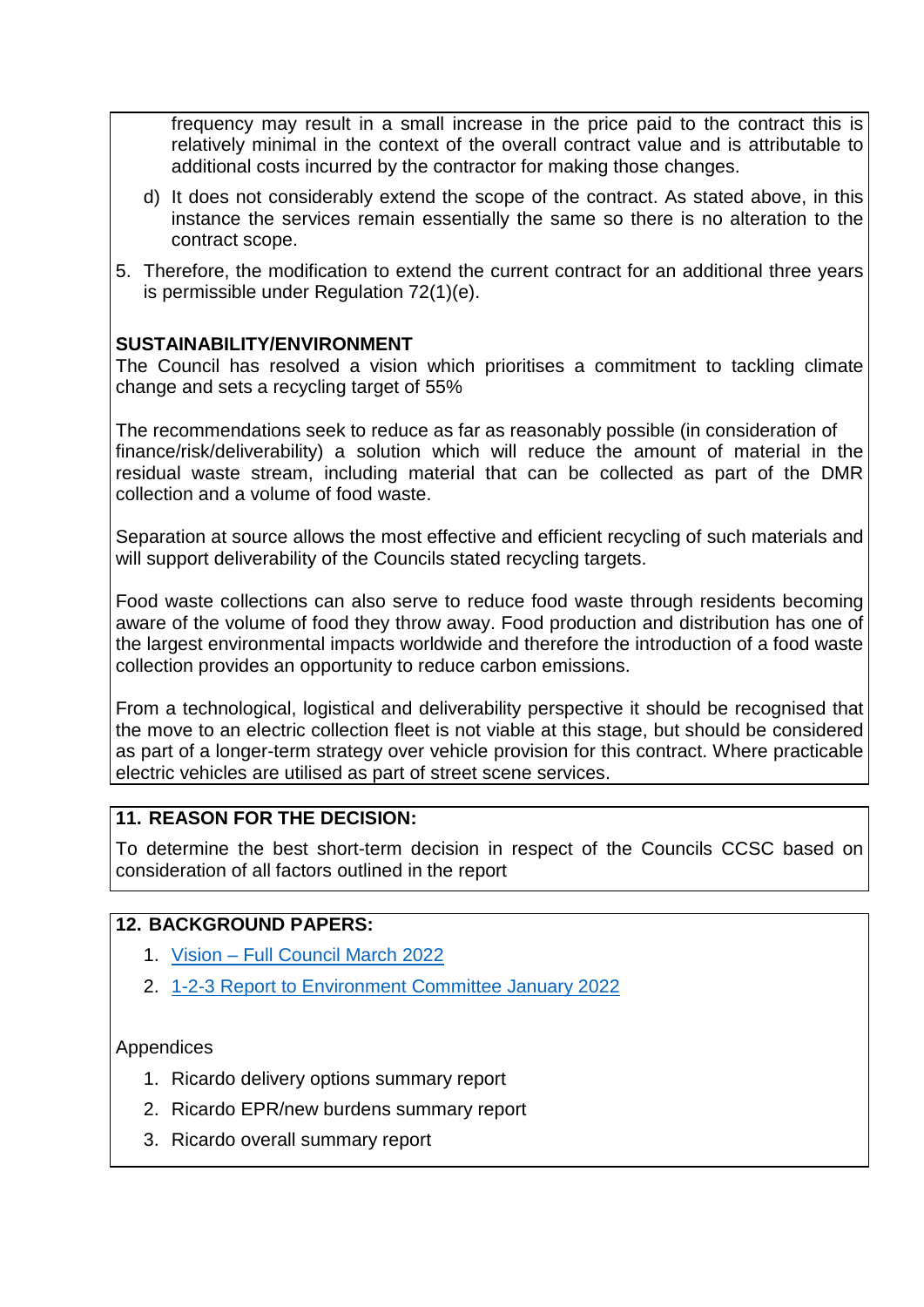frequency may result in a small increase in the price paid to the contract this is relatively minimal in the context of the overall contract value and is attributable to additional costs incurred by the contractor for making those changes.

d) It does not considerably extend the scope of the contract. As stated above, in this instance the services remain essentially the same so there is no alteration to the contract scope.

5. Therefore, the modification to extend the current contract for an additional three years is permissible under Regulation 72(1)(e).

**SUSTAINABILITY/ENVIRONMENT**

The Council has resolved a vision which prioritises a commitment to tackling climate change and sets a recycling target of 55%

The recommendations seek to reduce as far as reasonably possible (in consideration of finance/risk/deliverability) a solution which will reduce the amount of material in the residual waste stream, including material that can be collected as part of the DMR collection and a volume of food waste.

Separation at source allows the most effective and efficient recycling of such materials and will support deliverability of the Councils stated recycling targets.

Food waste collections can also serve to reduce food waste through residents becoming aware of the volume of food they throw away. Food production and distribution has one of the largest environmental impacts worldwide and therefore the introduction of a food waste collection provides an opportunity to reduce carbon emissions.

From a technological, logistical and deliverability perspective it should be recognised that the move to an electric collection fleet is not viable at this stage, but should be considered as part of a longer-term strategy over vehicle provision for this contract. Where practicable electric vehicles are utilised as part of street scene services.

## 11. REASON FOR THE DECISION:

To determine the best short-term decision in respect of the Councils CCSC based on consideration of all factors outlined in the report

## 12. BACKGROUND PAPERS:

1. Vision – Full Council March 2022
2. 1-2-3 Report to Environment Committee January 2022

Appendices

1. Ricardo delivery options summary report
2. Ricardo EPR/new burdens summary report
3. Ricardo overall summary report